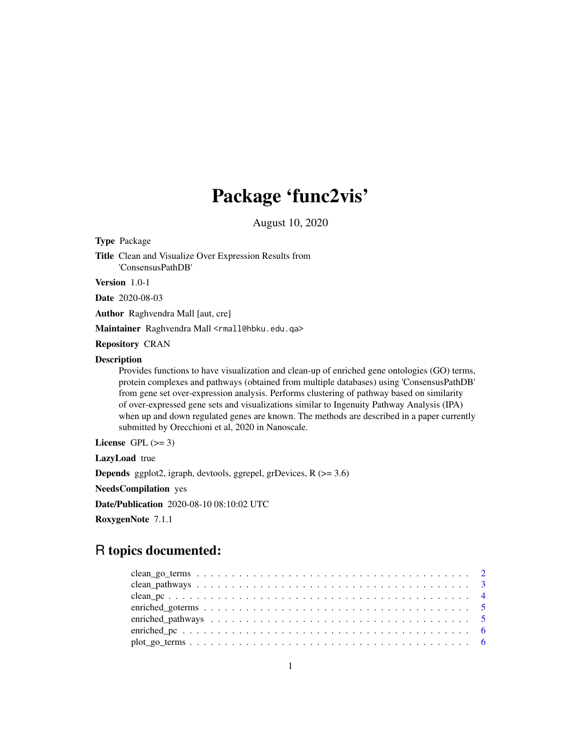# Package 'func2vis'

August 10, 2020

**Type** Package

**Title** Clean and Visualize Over Expression Results from 'ConsensusPathDB'

**Version** 1.0-1

**Date** 2020-08-03

**Author** Raghvendra Mall [aut, cre]

**Maintainer** Raghvendra Mall <rmall@hbku.edu.qa>

**Repository** CRAN

**Description** Provides functions to have visualization and clean-up of enriched gene ontologies (GO) terms, protein complexes and pathways (obtained from multiple databases) using 'ConsensusPathDB' from gene set over-expression analysis. Performs clustering of pathway based on similarity of over-expressed gene sets and visualizations similar to Ingenuity Pathway Analysis (IPA) when up and down regulated genes are known. The methods are described in a paper currently submitted by Orecchioni et al, 2020 in Nanoscale.

**License** GPL (>= 3)

**LazyLoad** true

**Depends** ggplot2, igraph, devtools, ggrepel, grDevices, R (>= 3.6)

**NeedsCompilation** yes

**Date/Publication** 2020-08-10 08:10:02 UTC

**RoxygenNote** 7.1.1

## R topics documented:

clean_go_terms . . . . . . . . . . . . . . . . . . . . . . . . . . . . . . . . . . . . . . . 2
clean_pathways . . . . . . . . . . . . . . . . . . . . . . . . . . . . . . . . . . . . . . . 3
clean_pc . . . . . . . . . . . . . . . . . . . . . . . . . . . . . . . . . . . . . . . . . . 4
enriched_goterms . . . . . . . . . . . . . . . . . . . . . . . . . . . . . . . . . . . . . 5
enriched_pathways . . . . . . . . . . . . . . . . . . . . . . . . . . . . . . . . . . . . 5
enriched_pc . . . . . . . . . . . . . . . . . . . . . . . . . . . . . . . . . . . . . . . . 6
plot_go_terms . . . . . . . . . . . . . . . . . . . . . . . . . . . . . . . . . . . . . . . 6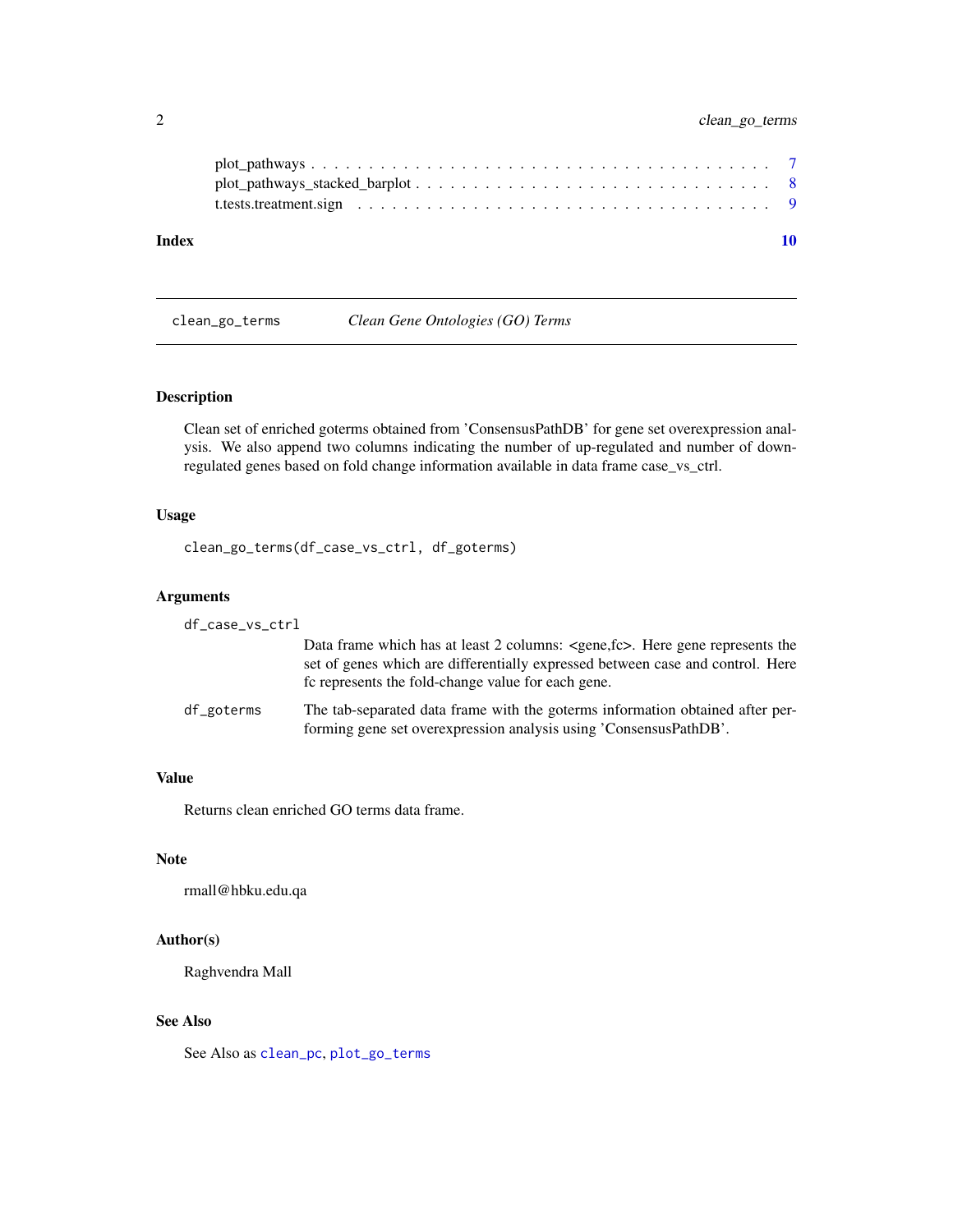plot_pathways . . . . . . . . . . . . . . . . . . . . . . . . . . . . . . . . . . . . . . 7
plot_pathways_stacked_barplot . . . . . . . . . . . . . . . . . . . . . . . . . . . . . . 8
t.tests.treatment.sign . . . . . . . . . . . . . . . . . . . . . . . . . . . . . . . . . 9

**Index** **10**

---

clean_go_terms *Clean Gene Ontologies (GO) Terms*

---

## Description

Clean set of enriched goterms obtained from 'ConsensusPathDB' for gene set overexpression analysis. We also append two columns indicating the number of up-regulated and number of down-regulated genes based on fold change information available in data frame case_vs_ctrl.

## Usage

```
clean_go_terms(df_case_vs_ctrl, df_goterms)
```

## Arguments

`df_case_vs_ctrl`
: Data frame which has at least 2 columns: <gene,fc>. Here gene represents the set of genes which are differentially expressed between case and control. Here fc represents the fold-change value for each gene.

`df_goterms`
: The tab-separated data frame with the goterms information obtained after performing gene set overexpression analysis using 'ConsensusPathDB'.

## Value

Returns clean enriched GO terms data frame.

## Note

rmall@hbku.edu.qa

## Author(s)

Raghvendra Mall

## See Also

See Also as `clean_pc`, `plot_go_terms`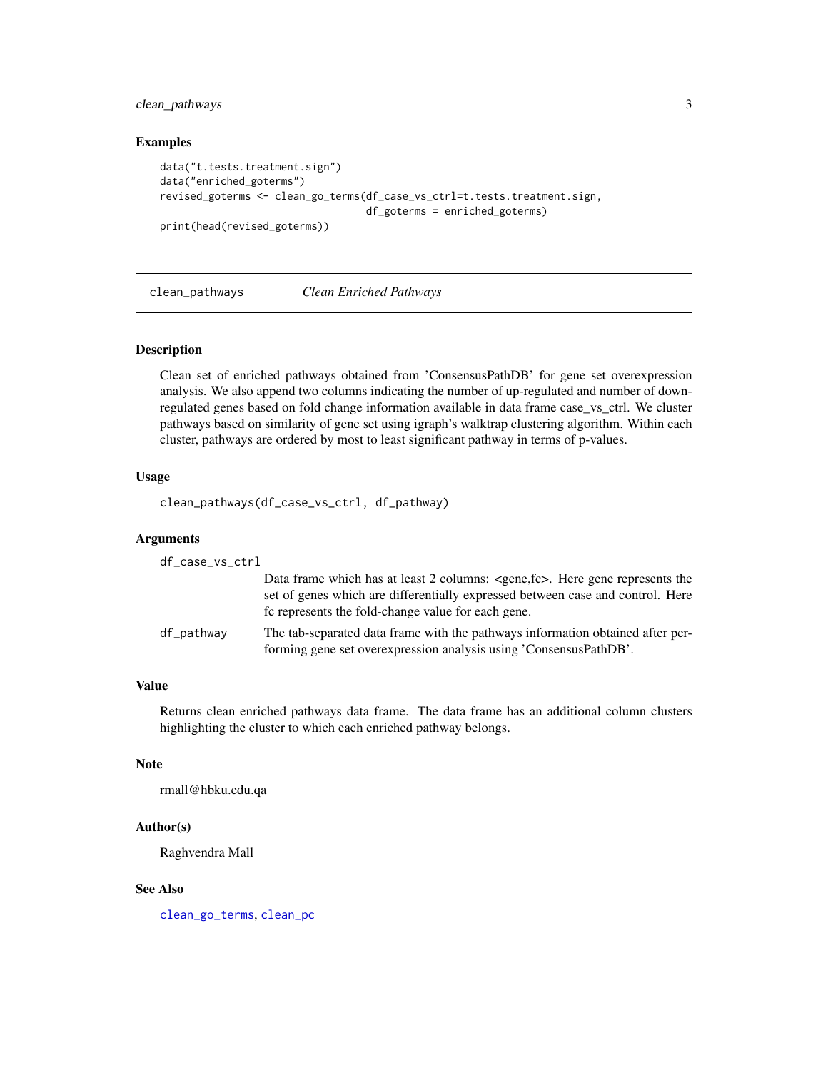## Examples

```
data("t.tests.treatment.sign")
data("enriched_goterms")
revised_goterms <- clean_go_terms(df_case_vs_ctrl=t.tests.treatment.sign,
                                  df_goterms = enriched_goterms)
print(head(revised_goterms))
```

---

# clean_pathways *Clean Enriched Pathways*

---

## Description

Clean set of enriched pathways obtained from 'ConsensusPathDB' for gene set overexpression analysis. We also append two columns indicating the number of up-regulated and number of down-regulated genes based on fold change information available in data frame case_vs_ctrl. We cluster pathways based on similarity of gene set using igraph's walktrap clustering algorithm. Within each cluster, pathways are ordered by most to least significant pathway in terms of p-values.

## Usage

```
clean_pathways(df_case_vs_ctrl, df_pathway)
```

## Arguments

`df_case_vs_ctrl`
: Data frame which has at least 2 columns: <gene,fc>. Here gene represents the set of genes which are differentially expressed between case and control. Here fc represents the fold-change value for each gene.

`df_pathway`
: The tab-separated data frame with the pathways information obtained after performing gene set overexpression analysis using 'ConsensusPathDB'.

## Value

Returns clean enriched pathways data frame. The data frame has an additional column clusters highlighting the cluster to which each enriched pathway belongs.

## Note

rmall@hbku.edu.qa

## Author(s)

Raghvendra Mall

## See Also

`clean_go_terms`, `clean_pc`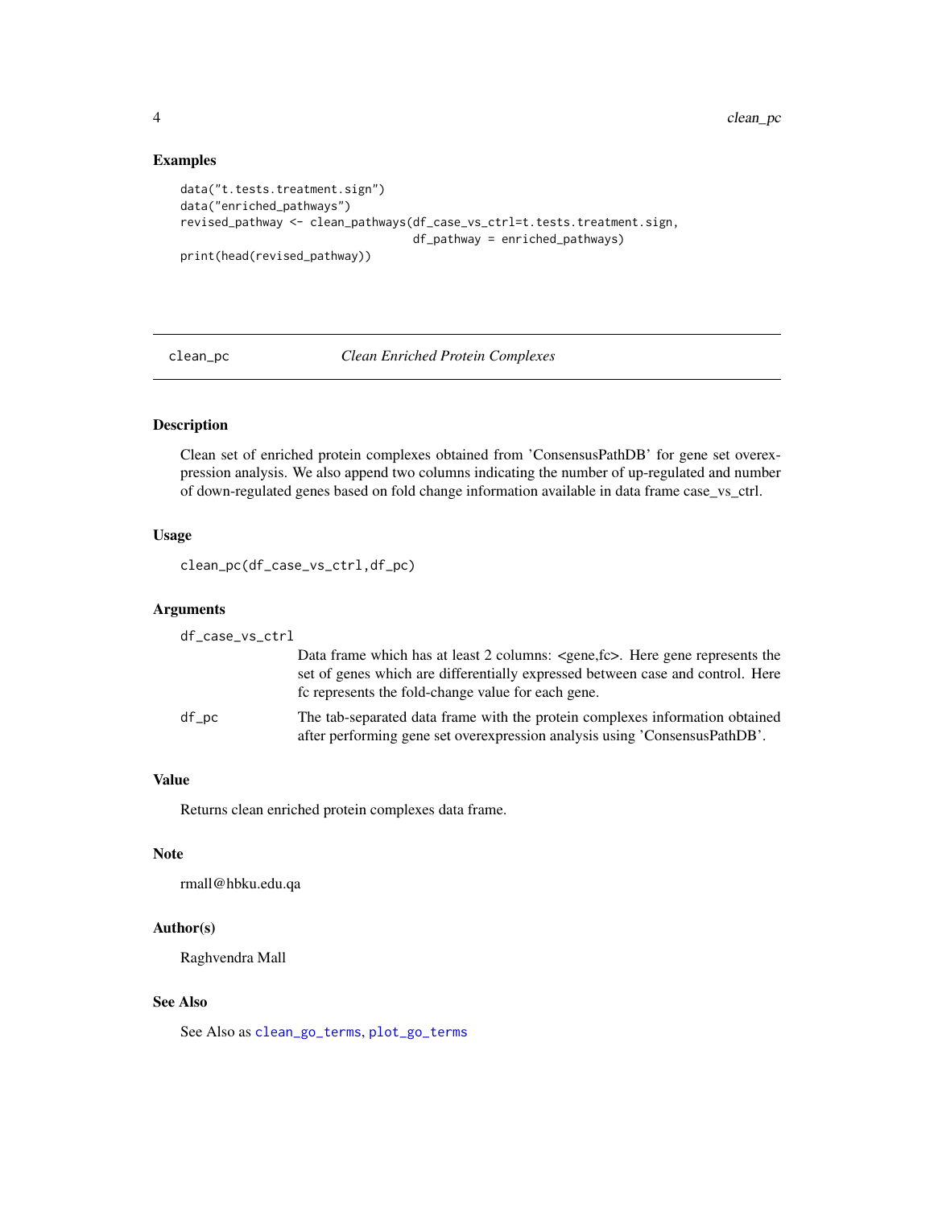### Examples

```
data("t.tests.treatment.sign")
data("enriched_pathways")
revised_pathway <- clean_pathways(df_case_vs_ctrl=t.tests.treatment.sign,
                                  df_pathway = enriched_pathways)
print(head(revised_pathway))
```

---

## clean_pc &nbsp;&nbsp;&nbsp;&nbsp; *Clean Enriched Protein Complexes*

---

### Description

Clean set of enriched protein complexes obtained from 'ConsensusPathDB' for gene set overexpression analysis. We also append two columns indicating the number of up-regulated and number of down-regulated genes based on fold change information available in data frame case_vs_ctrl.

### Usage

```
clean_pc(df_case_vs_ctrl,df_pc)
```

### Arguments

`df_case_vs_ctrl`
: Data frame which has at least 2 columns: <gene,fc>. Here gene represents the set of genes which are differentially expressed between case and control. Here fc represents the fold-change value for each gene.

`df_pc`
: The tab-separated data frame with the protein complexes information obtained after performing gene set overexpression analysis using 'ConsensusPathDB'.

### Value

Returns clean enriched protein complexes data frame.

### Note

rmall@hbku.edu.qa

### Author(s)

Raghvendra Mall

### See Also

See Also as `clean_go_terms`, `plot_go_terms`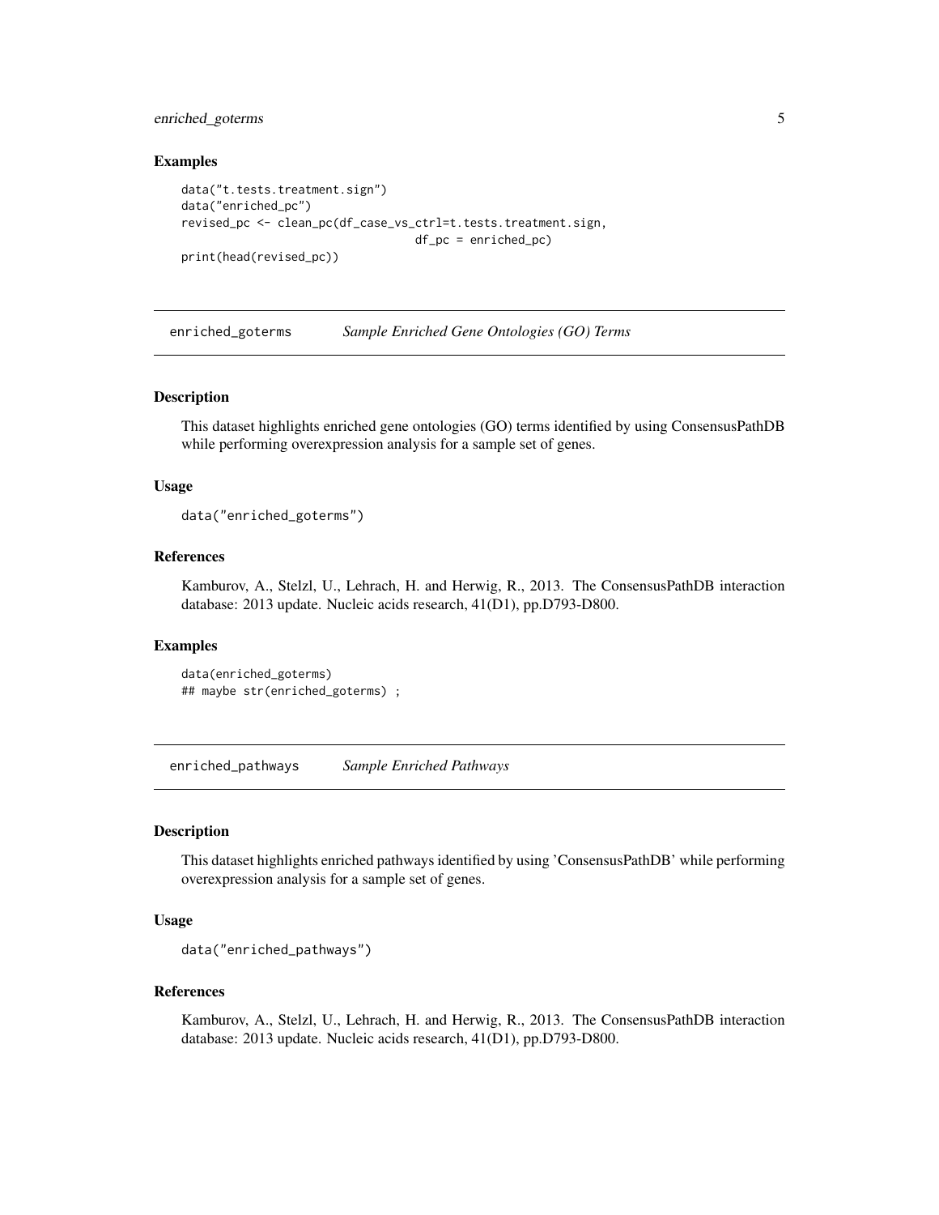### Examples

```
data("t.tests.treatment.sign")
data("enriched_pc")
revised_pc <- clean_pc(df_case_vs_ctrl=t.tests.treatment.sign,
                                df_pc = enriched_pc)
print(head(revised_pc))
```

---

## enriched_goterms *Sample Enriched Gene Ontologies (GO) Terms*

### Description

This dataset highlights enriched gene ontologies (GO) terms identified by using ConsensusPathDB while performing overexpression analysis for a sample set of genes.

### Usage

```
data("enriched_goterms")
```

### References

Kamburov, A., Stelzl, U., Lehrach, H. and Herwig, R., 2013. The ConsensusPathDB interaction database: 2013 update. Nucleic acids research, 41(D1), pp.D793-D800.

### Examples

```
data(enriched_goterms)
## maybe str(enriched_goterms) ;
```

---

## enriched_pathways *Sample Enriched Pathways*

### Description

This dataset highlights enriched pathways identified by using 'ConsensusPathDB' while performing overexpression analysis for a sample set of genes.

### Usage

```
data("enriched_pathways")
```

### References

Kamburov, A., Stelzl, U., Lehrach, H. and Herwig, R., 2013. The ConsensusPathDB interaction database: 2013 update. Nucleic acids research, 41(D1), pp.D793-D800.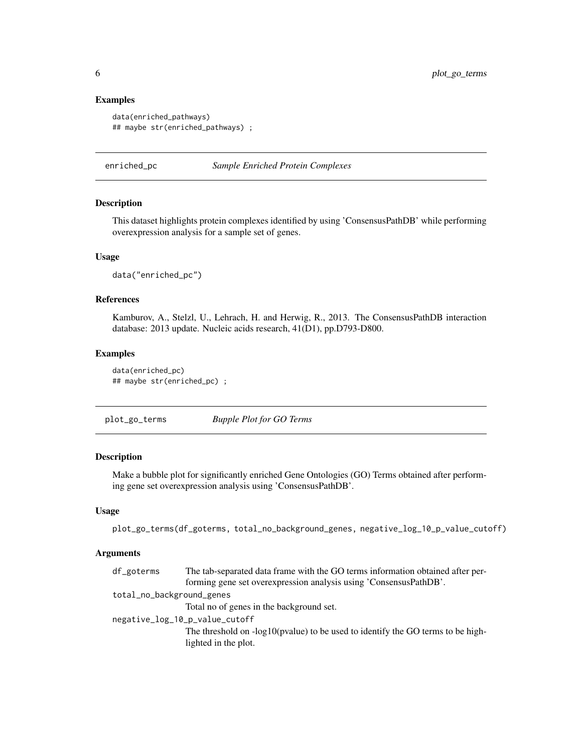### Examples

```
data(enriched_pathways)
## maybe str(enriched_pathways) ;
```

---

## enriched_pc    *Sample Enriched Protein Complexes*

### Description

This dataset highlights protein complexes identified by using 'ConsensusPathDB' while performing overexpression analysis for a sample set of genes.

### Usage

```
data("enriched_pc")
```

### References

Kamburov, A., Stelzl, U., Lehrach, H. and Herwig, R., 2013. The ConsensusPathDB interaction database: 2013 update. Nucleic acids research, 41(D1), pp.D793-D800.

### Examples

```
data(enriched_pc)
## maybe str(enriched_pc) ;
```

---

## plot_go_terms    *Bupple Plot for GO Terms*

### Description

Make a bubble plot for significantly enriched Gene Ontologies (GO) Terms obtained after performing gene set overexpression analysis using 'ConsensusPathDB'.

### Usage

```
plot_go_terms(df_goterms, total_no_background_genes, negative_log_10_p_value_cutoff)
```

### Arguments

`df_goterms`
: The tab-separated data frame with the GO terms information obtained after performing gene set overexpression analysis using 'ConsensusPathDB'.

`total_no_background_genes`
: Total no of genes in the background set.

`negative_log_10_p_value_cutoff`
: The threshold on -log10(pvalue) to be used to identify the GO terms to be highlighted in the plot.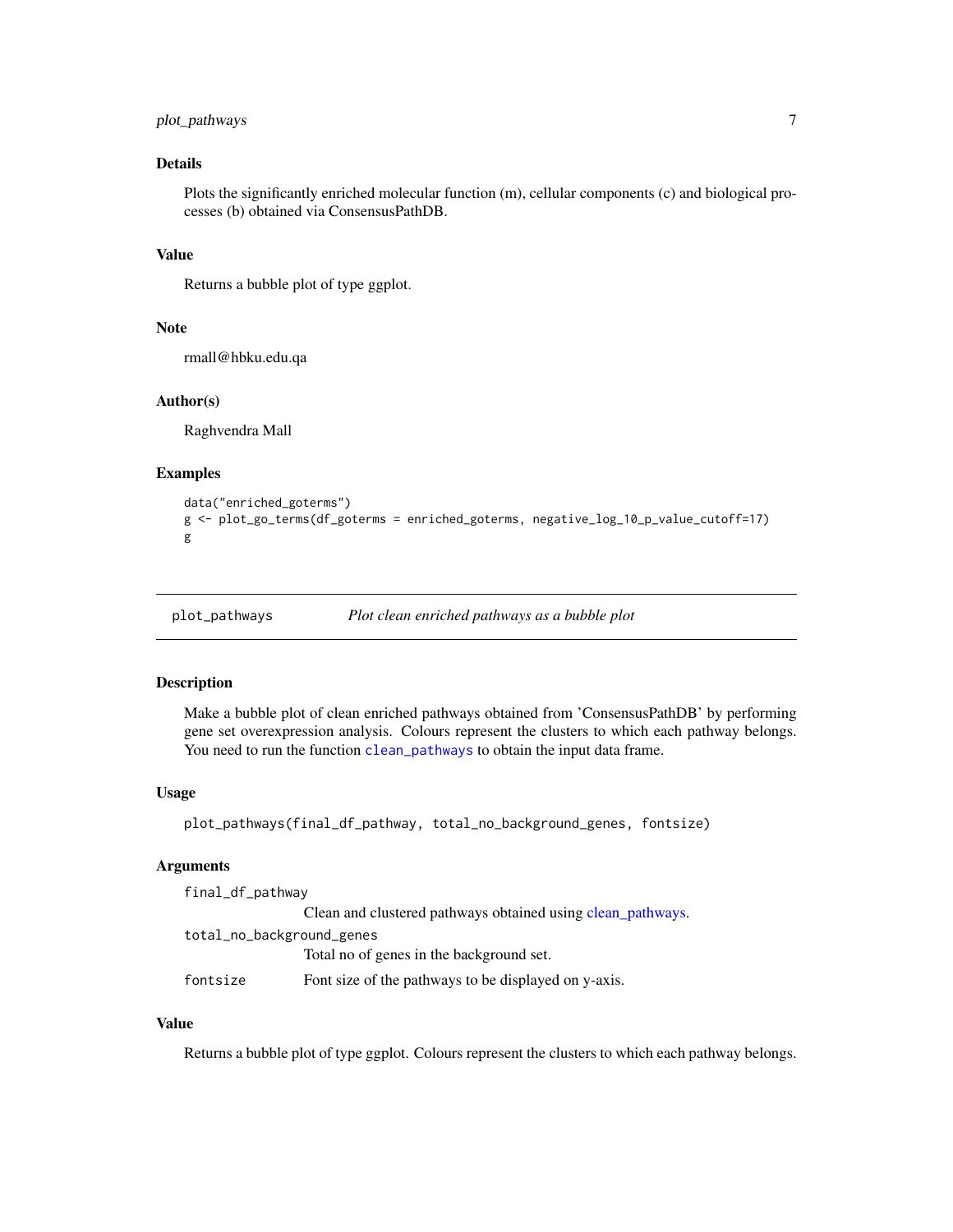### Details

Plots the significantly enriched molecular function (m), cellular components (c) and biological processes (b) obtained via ConsensusPathDB.

### Value

Returns a bubble plot of type ggplot.

### Note

rmall@hbku.edu.qa

### Author(s)

Raghvendra Mall

### Examples

```
data("enriched_goterms")
g <- plot_go_terms(df_goterms = enriched_goterms, negative_log_10_p_value_cutoff=17)
g
```

---

## plot_pathways *Plot clean enriched pathways as a bubble plot*

---

### Description

Make a bubble plot of clean enriched pathways obtained from 'ConsensusPathDB' by performing gene set overexpression analysis. Colours represent the clusters to which each pathway belongs. You need to run the function `clean_pathways` to obtain the input data frame.

### Usage

```
plot_pathways(final_df_pathway, total_no_background_genes, fontsize)
```

### Arguments

| | |
|---|---|
| `final_df_pathway` | Clean and clustered pathways obtained using clean_pathways. |
| `total_no_background_genes` | Total no of genes in the background set. |
| `fontsize` | Font size of the pathways to be displayed on y-axis. |

### Value

Returns a bubble plot of type ggplot. Colours represent the clusters to which each pathway belongs.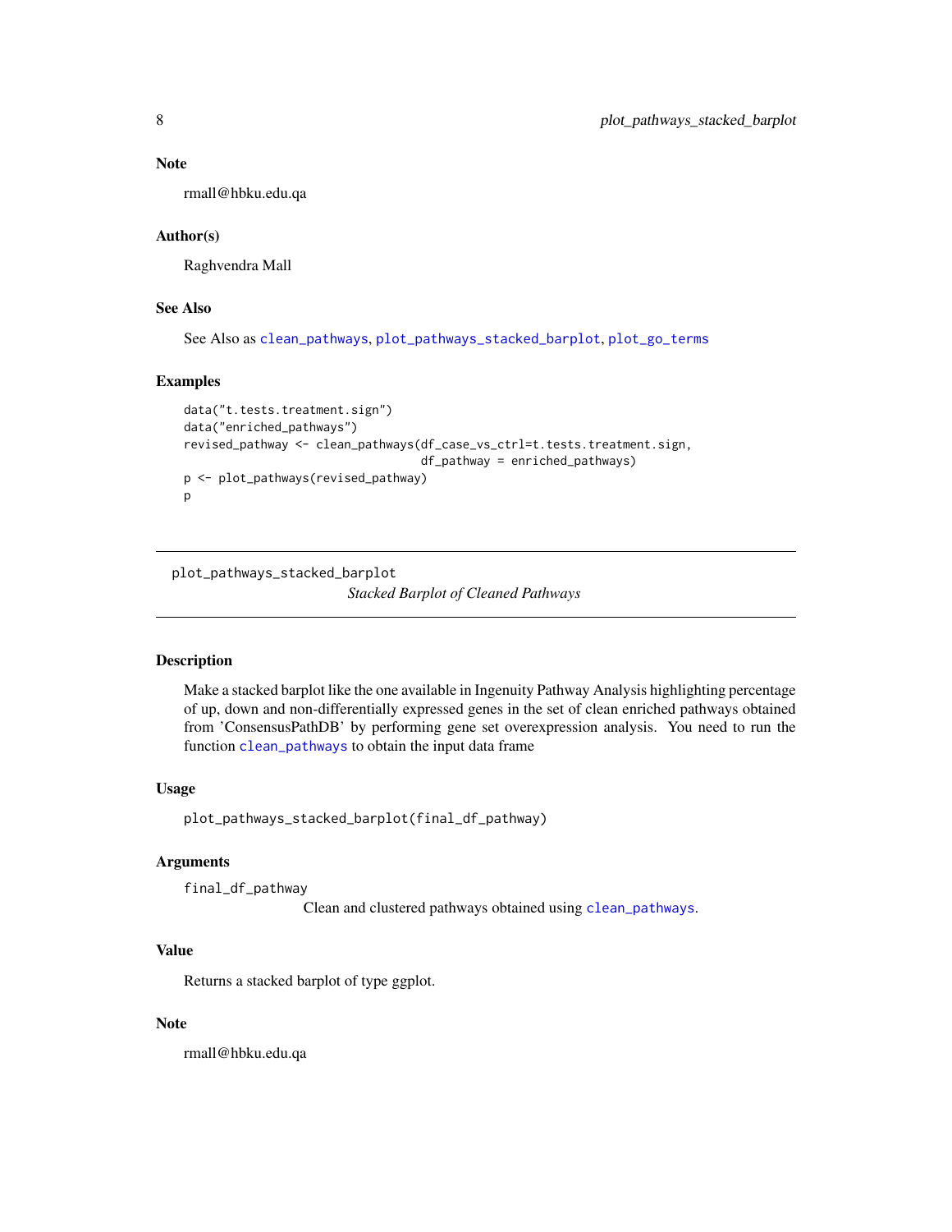### Note

rmall@hbku.edu.qa

### Author(s)

Raghvendra Mall

### See Also

See Also as clean_pathways, plot_pathways_stacked_barplot, plot_go_terms

### Examples

```
data("t.tests.treatment.sign")
data("enriched_pathways")
revised_pathway <- clean_pathways(df_case_vs_ctrl=t.tests.treatment.sign,
                                  df_pathway = enriched_pathways)
p <- plot_pathways(revised_pathway)
p
```

---

## plot_pathways_stacked_barplot *Stacked Barplot of Cleaned Pathways*

---

### Description

Make a stacked barplot like the one available in Ingenuity Pathway Analysis highlighting percentage of up, down and non-differentially expressed genes in the set of clean enriched pathways obtained from 'ConsensusPathDB' by performing gene set overexpression analysis. You need to run the function clean_pathways to obtain the input data frame

### Usage

```
plot_pathways_stacked_barplot(final_df_pathway)
```

### Arguments

`final_df_pathway`
Clean and clustered pathways obtained using clean_pathways.

### Value

Returns a stacked barplot of type ggplot.

### Note

rmall@hbku.edu.qa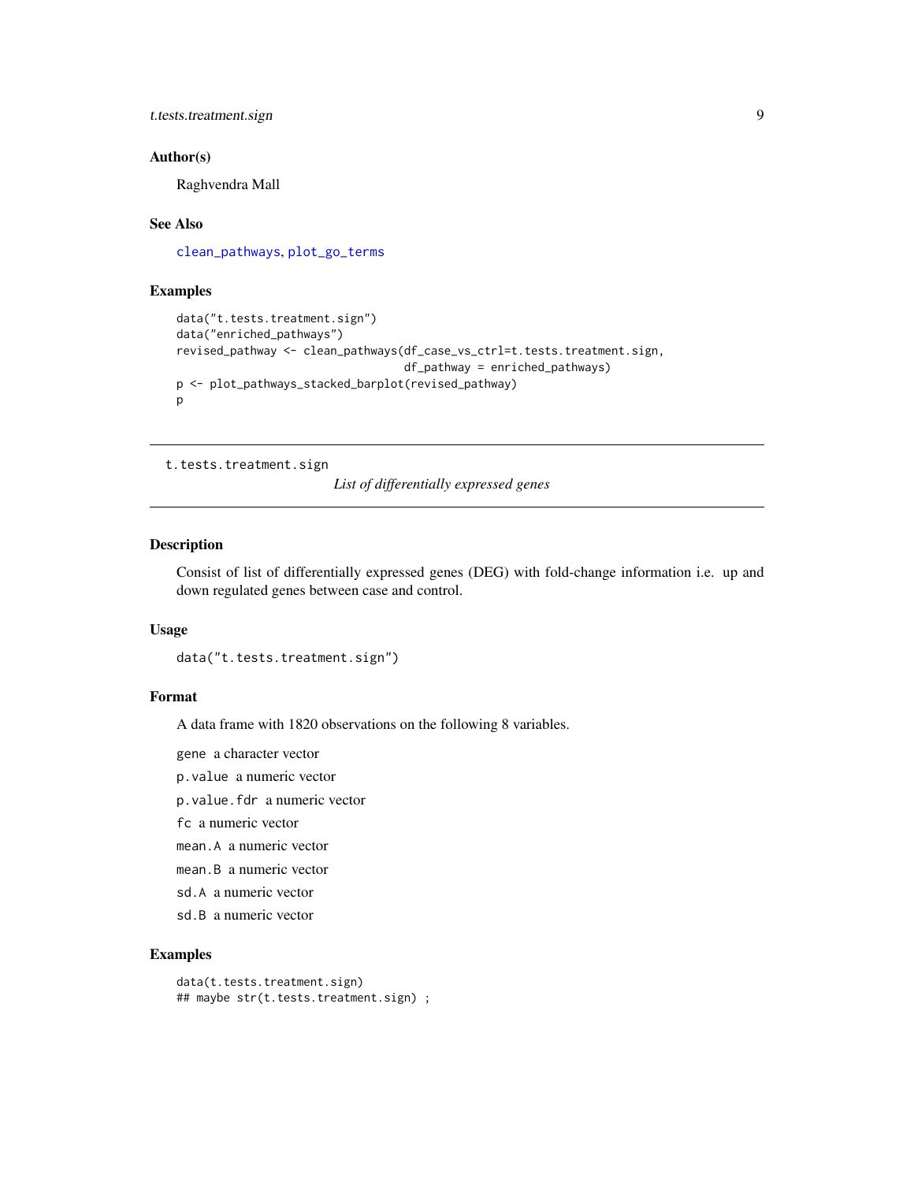### Author(s)

Raghvendra Mall

### See Also

clean_pathways, plot_go_terms

### Examples

```
data("t.tests.treatment.sign")
data("enriched_pathways")
revised_pathway <- clean_pathways(df_case_vs_ctrl=t.tests.treatment.sign,
                                  df_pathway = enriched_pathways)
p <- plot_pathways_stacked_barplot(revised_pathway)
p
```

---

## t.tests.treatment.sign *List of differentially expressed genes*

---

### Description

Consist of list of differentially expressed genes (DEG) with fold-change information i.e. up and down regulated genes between case and control.

### Usage

```
data("t.tests.treatment.sign")
```

### Format

A data frame with 1820 observations on the following 8 variables.

- `gene` a character vector
- `p.value` a numeric vector
- `p.value.fdr` a numeric vector
- `fc` a numeric vector
- `mean.A` a numeric vector
- `mean.B` a numeric vector
- `sd.A` a numeric vector
- `sd.B` a numeric vector

### Examples

```
data(t.tests.treatment.sign)
## maybe str(t.tests.treatment.sign) ;
```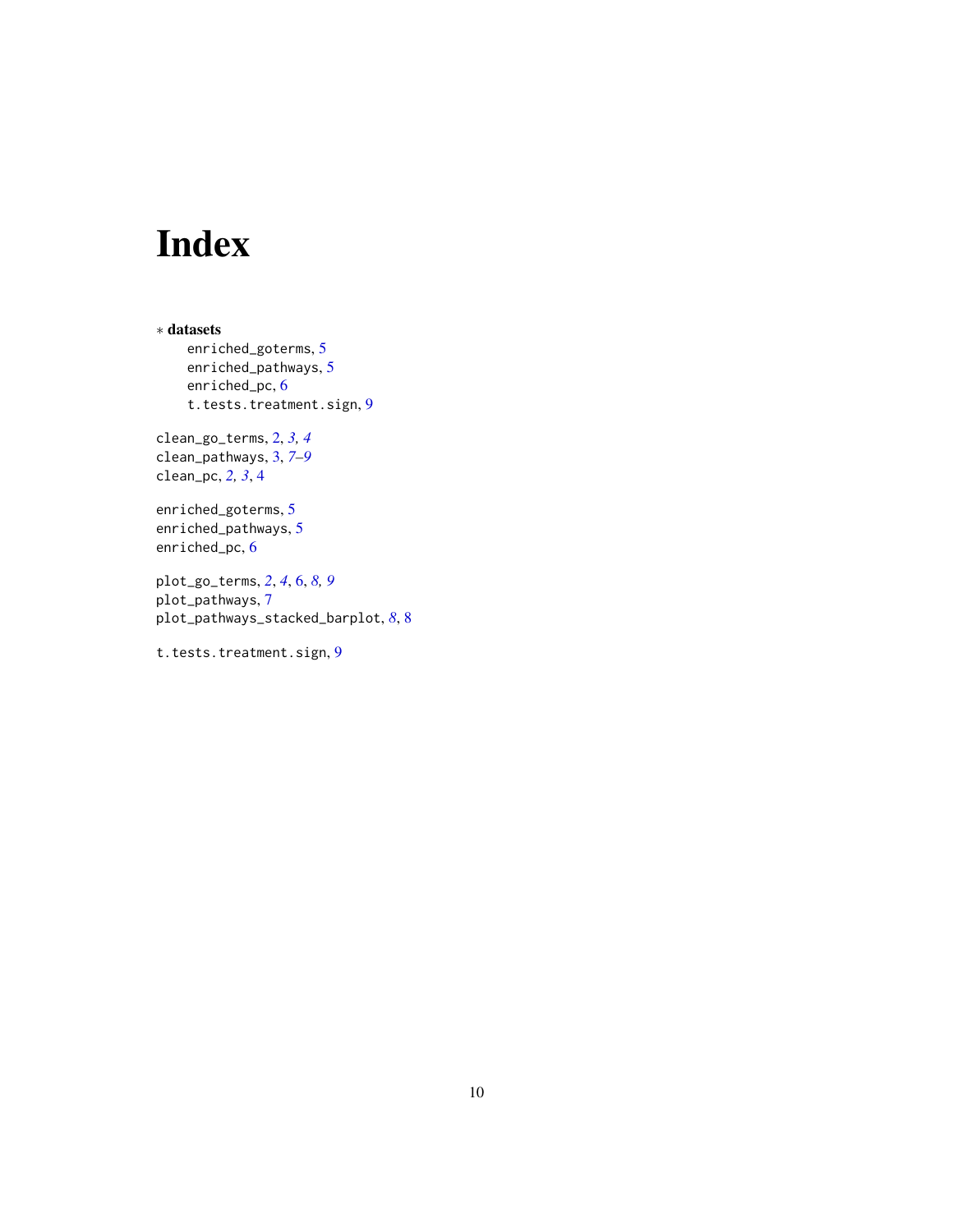# Index

∗ **datasets**

enriched_goterms, 5
enriched_pathways, 5
enriched_pc, 6
t.tests.treatment.sign, 9

clean_go_terms, 2, *3, 4*
clean_pathways, 3, *7–9*
clean_pc, *2, 3*, 4

enriched_goterms, 5
enriched_pathways, 5
enriched_pc, 6

plot_go_terms, *2*, *4*, 6, *8, 9*
plot_pathways, 7
plot_pathways_stacked_barplot, *8*, 8

t.tests.treatment.sign, 9